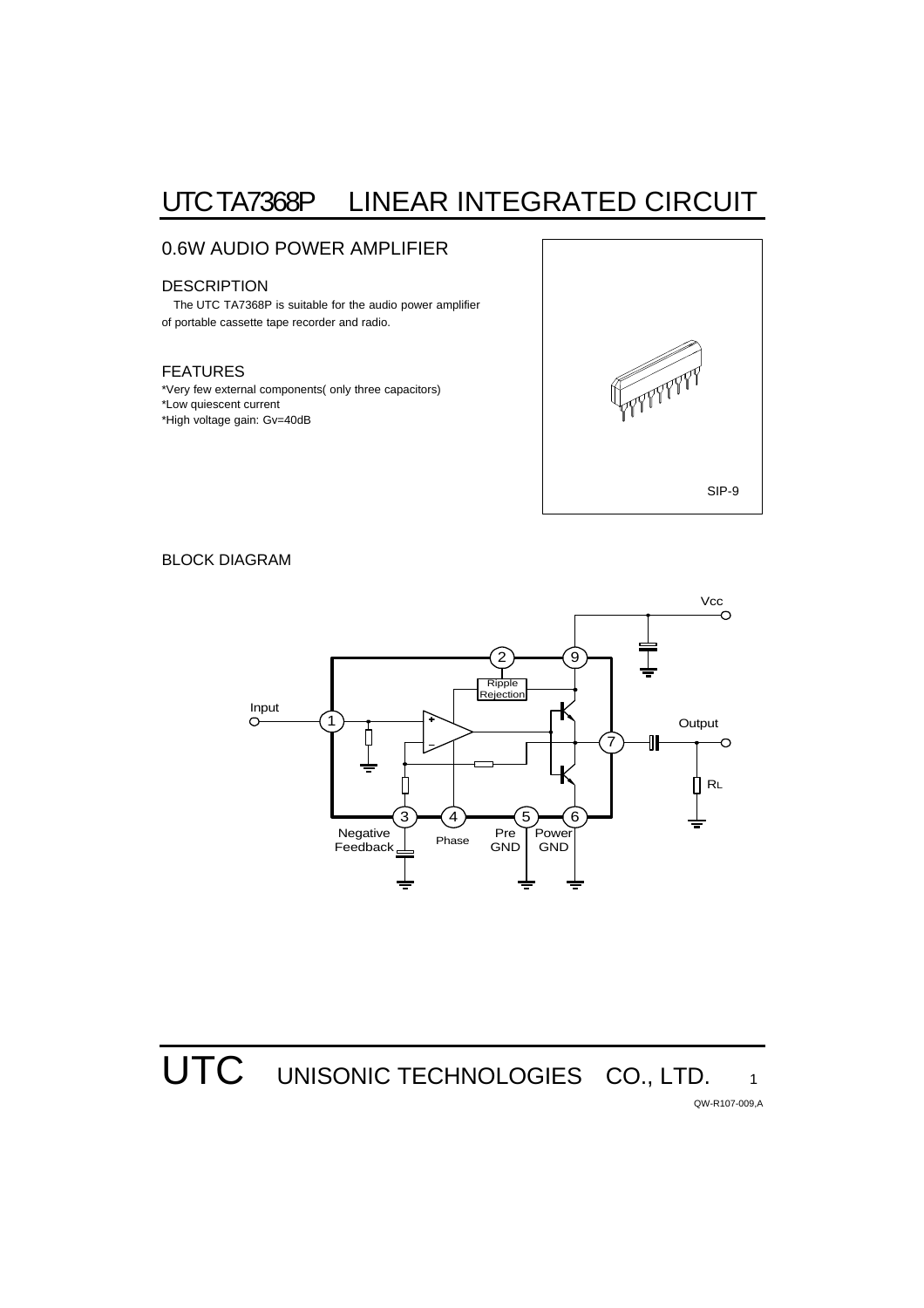// UTC TA7368P — LINEAR INTEGRATED CIRCUIT

# UTC TA7368P LINEAR INTEGRATED CIRCUIT

## 0.6W AUDIO POWER AMPLIFIER

### DESCRIPTION

The UTC TA7368P is suitable for the audio power amplifier of portable cassette tape recorder and radio.

### FEATURES

*Very few external components( only three capacitors)
*Low quiescent current
*High voltage gain: Gv=40dB

SIP-9

### BLOCK DIAGRAM

Vcc

Ripple Rejection

Input

Output

RL

Negative Feedback

Phase

Pre GND

Power GND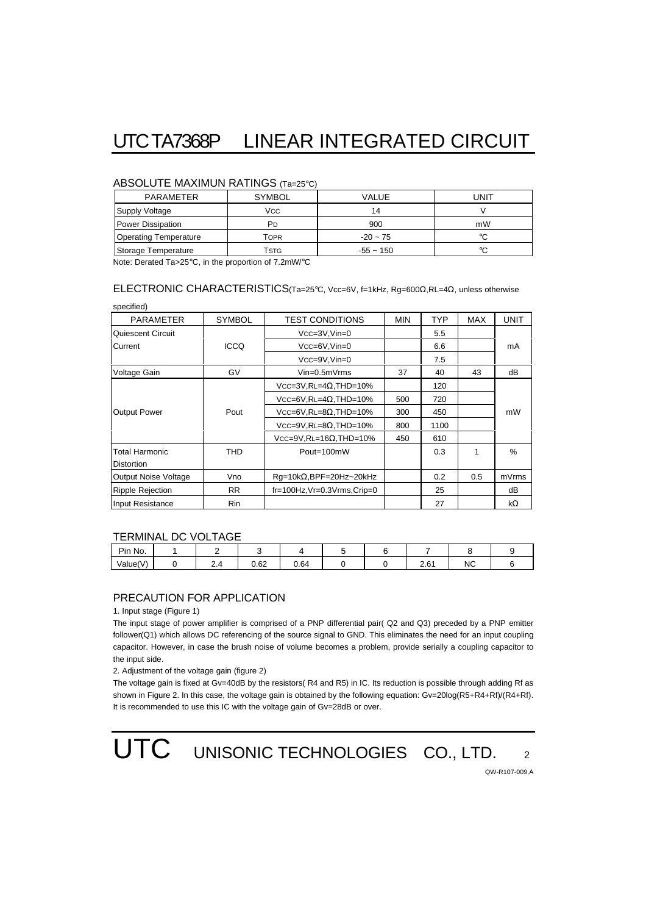# UTC TA7368P LINEAR INTEGRATED CIRCUIT

## ABSOLUTE MAXIMUN RATINGS (Ta=25°C)

| PARAMETER | SYMBOL | VALUE | UNIT |
|---|---|---|---|
| Supply Voltage | Vcc | 14 | V |
| Power Dissipation | PD | 900 | mW |
| Operating Temperature | TOPR | -20 ~ 75 | °C |
| Storage Temperature | TSTG | -55 ~ 150 | °C |

Note: Derated Ta>25°C, in the proportion of 7.2mW/°C

## ELECTRONIC CHARACTERISTICS(Ta=25°C, Vcc=6V, f=1kHz, Rg=600Ω,RL=4Ω, unless otherwise specified)

| PARAMETER | SYMBOL | TEST CONDITIONS | MIN | TYP | MAX | UNIT |
|---|---|---|---|---|---|---|
| Quiescent Circuit Current | ICCQ | Vcc=3V,Vin=0 | | 5.5 | | mA |
| | | Vcc=6V,Vin=0 | | 6.6 | | |
| | | Vcc=9V,Vin=0 | | 7.5 | | |
| Voltage Gain | GV | Vin=0.5mVrms | 37 | 40 | 43 | dB |
| Output Power | Pout | Vcc=3V,RL=4Ω,THD=10% | | 120 | | mW |
| | | Vcc=6V,RL=4Ω,THD=10% | 500 | 720 | | |
| | | Vcc=6V,RL=8Ω,THD=10% | 300 | 450 | | |
| | | Vcc=9V,RL=8Ω,THD=10% | 800 | 1100 | | |
| | | Vcc=9V,RL=16Ω,THD=10% | 450 | 610 | | |
| Total Harmonic Distortion | THD | Pout=100mW | | 0.3 | 1 | % |
| Output Noise Voltage | Vno | Rg=10kΩ,BPF=20Hz~20kHz | | 0.2 | 0.5 | mVrms |
| Ripple Rejection | RR | fr=100Hz,Vr=0.3Vrms,Crip=0 | | 25 | | dB |
| Input Resistance | Rin | | | 27 | | kΩ |

## TERMINAL DC VOLTAGE

| Pin No. | 1 | 2 | 3 | 4 | 5 | 6 | 7 | 8 | 9 |
|---|---|---|---|---|---|---|---|---|---|
| Value(V) | 0 | 2.4 | 0.62 | 0.64 | 0 | 0 | 2.61 | NC | 6 |

## PRECAUTION FOR APPLICATION

1. Input stage (Figure 1)

The input stage of power amplifier is comprised of a PNP differential pair( Q2 and Q3) preceded by a PNP emitter follower(Q1) which allows DC referencing of the source signal to GND. This eliminates the need for an input coupling capacitor. However, in case the brush noise of volume becomes a problem, provide serially a coupling capacitor to the input side.

2. Adjustment of the voltage gain (figure 2)

The voltage gain is fixed at Gv=40dB by the resistors( R4 and R5) in IC. Its reduction is possible through adding Rf as shown in Figure 2. In this case, the voltage gain is obtained by the following equation: $Gv=20\log(R5+R4+Rf)/(R4+Rf)$. It is recommended to use this IC with the voltage gain of Gv=28dB or over.

UTC UNISONIC TECHNOLOGIES CO., LTD.

QW-R107-009,A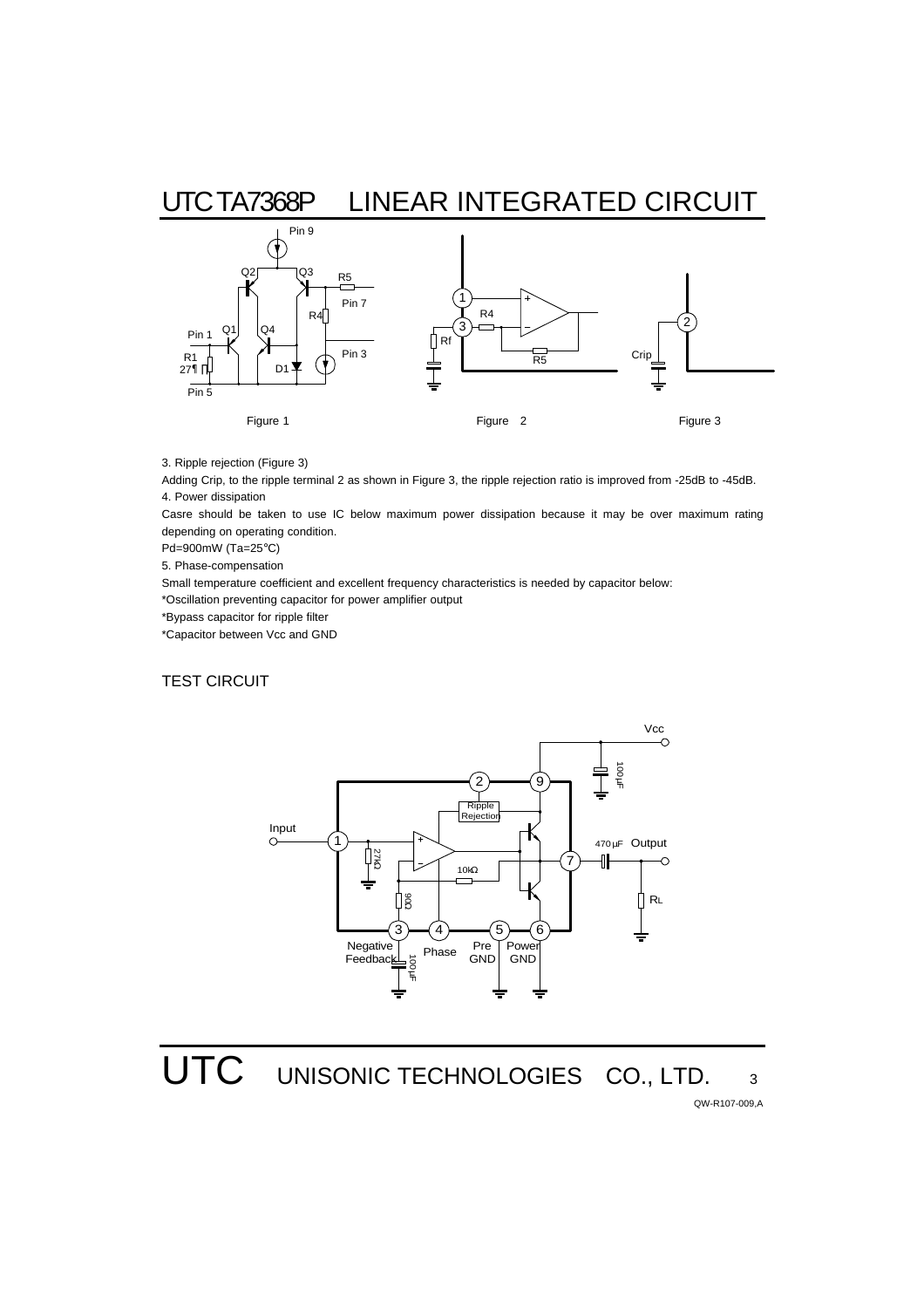# UTC TA7368P LINEAR INTEGRATED CIRCUIT

Pin 9
Q2 Q3 R5
Pin 7
R4
Pin 1 Q1 Q4
Pin 3
R1
27¶ Π
D1
Pin 5

1
R4
3
Rf
R5

2
Crip

Figure 1

Figure 2

Figure 3

3. Ripple rejection (Figure 3)

Adding Crip, to the ripple terminal 2 as shown in Figure 3, the ripple rejection ratio is improved from -25dB to -45dB.

4. Power dissipation

Casre should be taken to use IC below maximum power dissipation because it may be over maximum rating depending on operating condition.

Pd=900mW (Ta=25°C)

5. Phase-compensation

Small temperature coefficient and excellent frequency characteristics is needed by capacitor below:

*Oscillation preventing capacitor for power amplifier output

*Bypass capacitor for ripple filter

*Capacitor between Vcc and GND

## TEST CIRCUIT

Vcc
100μF
2 9
Ripple Rejection
Input
1
27kΩ
470μF Output
7
10kΩ
RL
90Ω
3 4 5 6
Negative Feedback
100μF
Phase
Pre GND
Power GND